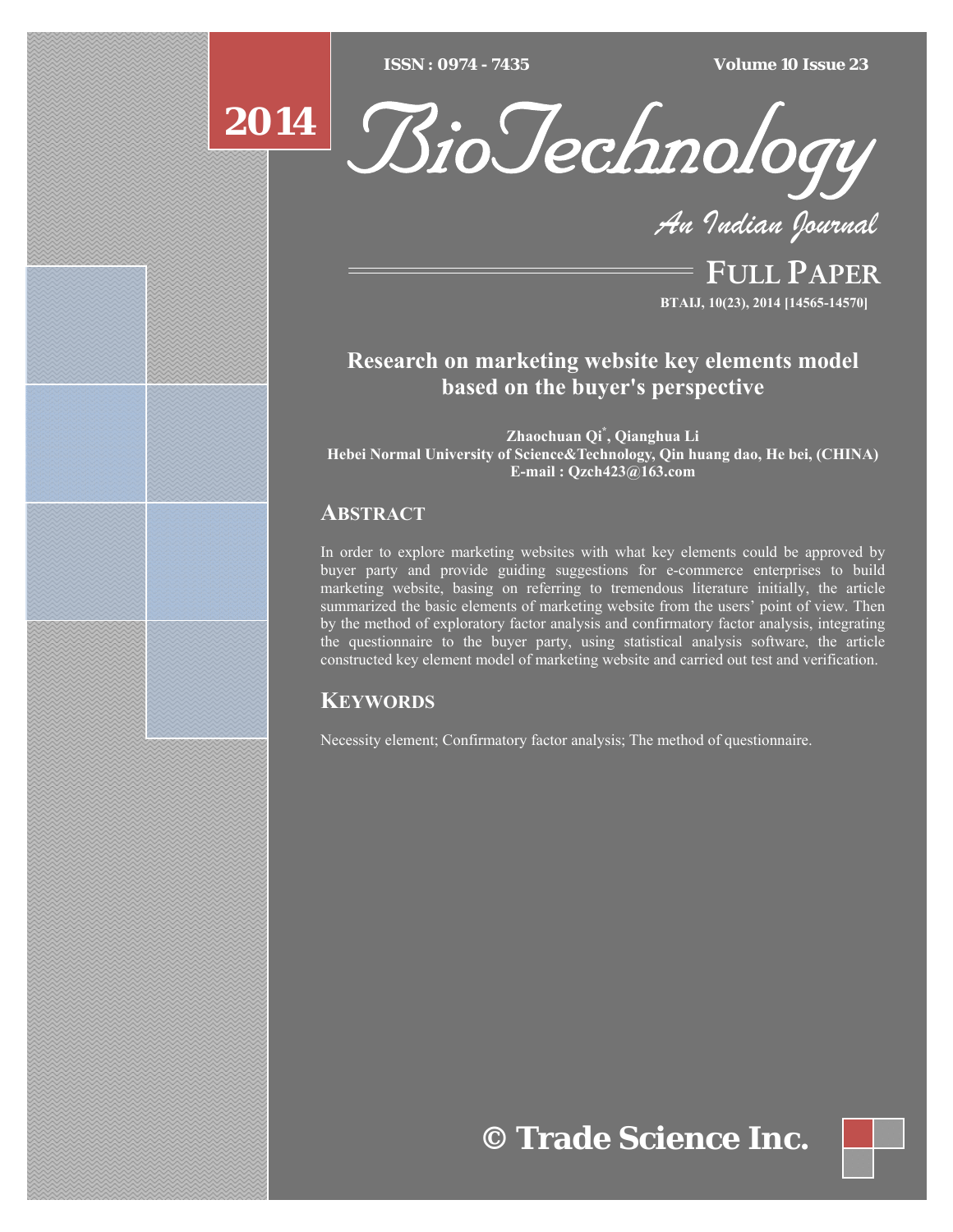# Research on marketing website key elements model based on the buyer's perspective

**Zhaochuan Qi[*], Qianghua Li**
**Hebei Normal University of Science&Technology, Qin huang dao, He bei, (CHINA)**
**E-mail : Qzch423@163.com**

## ABSTRACT

In order to explore marketing websites with what key elements could be approved by buyer party and provide guiding suggestions for e-commerce enterprises to build marketing website, basing on referring to tremendous literature initially, the article summarized the basic elements of marketing website from the users' point of view. Then by the method of exploratory factor analysis and confirmatory factor analysis, integrating the questionnaire to the buyer party, using statistical analysis software, the article constructed key element model of marketing website and carried out test and verification.

## KEYWORDS

Necessity element; Confirmatory factor analysis; The method of questionnaire.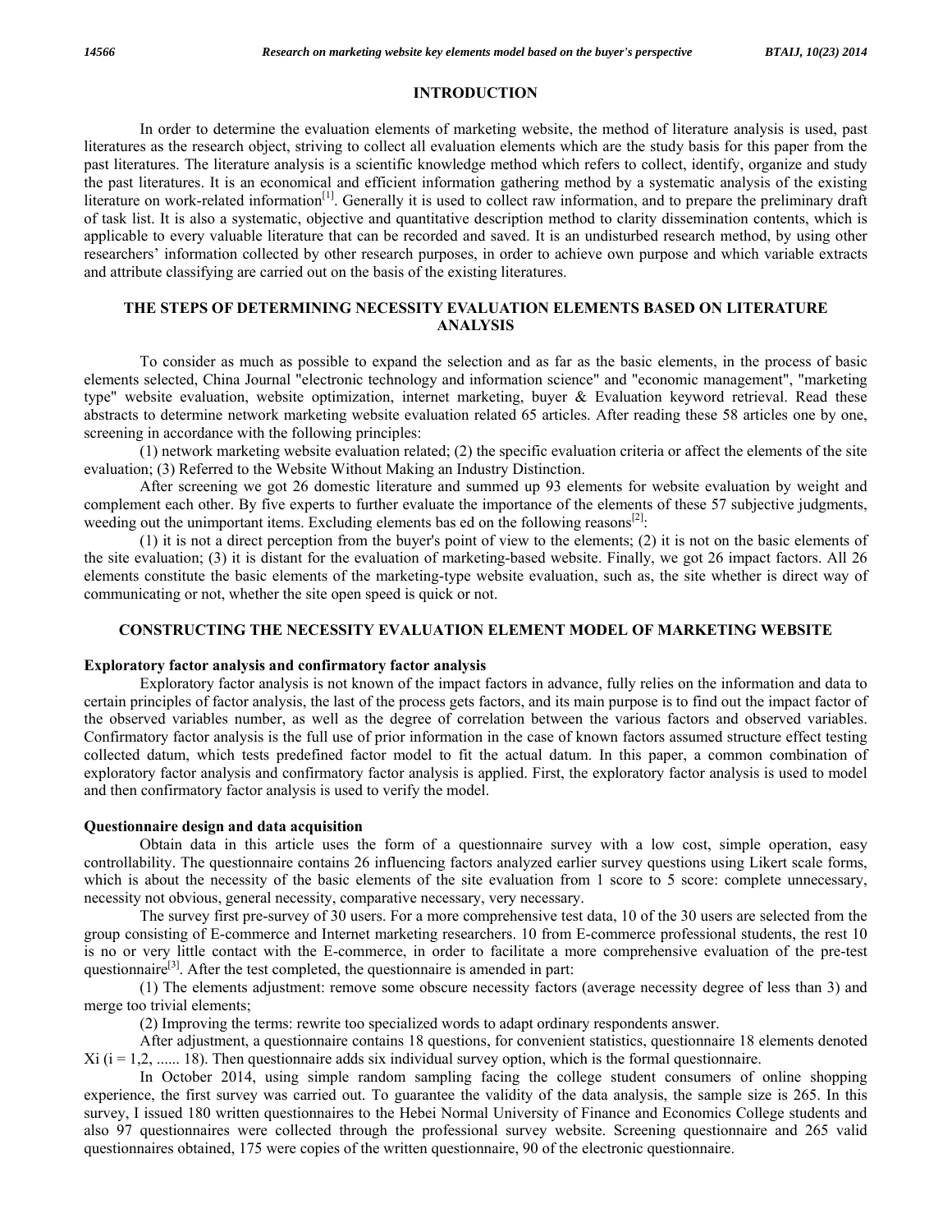## INTRODUCTION

In order to determine the evaluation elements of marketing website, the method of literature analysis is used, past literatures as the research object, striving to collect all evaluation elements which are the study basis for this paper from the past literatures. The literature analysis is a scientific knowledge method which refers to collect, identify, organize and study the past literatures. It is an economical and efficient information gathering method by a systematic analysis of the existing literature on work-related information[1]. Generally it is used to collect raw information, and to prepare the preliminary draft of task list. It is also a systematic, objective and quantitative description method to clarity dissemination contents, which is applicable to every valuable literature that can be recorded and saved. It is an undisturbed research method, by using other researchers' information collected by other research purposes, in order to achieve own purpose and which variable extracts and attribute classifying are carried out on the basis of the existing literatures.

## THE STEPS OF DETERMINING NECESSITY EVALUATION ELEMENTS BASED ON LITERATURE ANALYSIS

To consider as much as possible to expand the selection and as far as the basic elements, in the process of basic elements selected, China Journal "electronic technology and information science" and "economic management", "marketing type" website evaluation, website optimization, internet marketing, buyer & Evaluation keyword retrieval. Read these abstracts to determine network marketing website evaluation related 65 articles. After reading these 58 articles one by one, screening in accordance with the following principles:

(1) network marketing website evaluation related; (2) the specific evaluation criteria or affect the elements of the site evaluation; (3) Referred to the Website Without Making an Industry Distinction.

After screening we got 26 domestic literature and summed up 93 elements for website evaluation by weight and complement each other. By five experts to further evaluate the importance of the elements of these 57 subjective judgments, weeding out the unimportant items. Excluding elements bas ed on the following reasons[2]:

(1) it is not a direct perception from the buyer's point of view to the elements; (2) it is not on the basic elements of the site evaluation; (3) it is distant for the evaluation of marketing-based website. Finally, we got 26 impact factors. All 26 elements constitute the basic elements of the marketing-type website evaluation, such as, the site whether is direct way of communicating or not, whether the site open speed is quick or not.

## CONSTRUCTING THE NECESSITY EVALUATION ELEMENT MODEL OF MARKETING WEBSITE

### Exploratory factor analysis and confirmatory factor analysis

Exploratory factor analysis is not known of the impact factors in advance, fully relies on the information and data to certain principles of factor analysis, the last of the process gets factors, and its main purpose is to find out the impact factor of the observed variables number, as well as the degree of correlation between the various factors and observed variables. Confirmatory factor analysis is the full use of prior information in the case of known factors assumed structure effect testing collected datum, which tests predefined factor model to fit the actual datum. In this paper, a common combination of exploratory factor analysis and confirmatory factor analysis is applied. First, the exploratory factor analysis is used to model and then confirmatory factor analysis is used to verify the model.

### Questionnaire design and data acquisition

Obtain data in this article uses the form of a questionnaire survey with a low cost, simple operation, easy controllability. The questionnaire contains 26 influencing factors analyzed earlier survey questions using Likert scale forms, which is about the necessity of the basic elements of the site evaluation from 1 score to 5 score: complete unnecessary, necessity not obvious, general necessity, comparative necessary, very necessary.

The survey first pre-survey of 30 users. For a more comprehensive test data, 10 of the 30 users are selected from the group consisting of E-commerce and Internet marketing researchers. 10 from E-commerce professional students, the rest 10 is no or very little contact with the E-commerce, in order to facilitate a more comprehensive evaluation of the pre-test questionnaire[3]. After the test completed, the questionnaire is amended in part:

(1) The elements adjustment: remove some obscure necessity factors (average necessity degree of less than 3) and merge too trivial elements;

(2) Improving the terms: rewrite too specialized words to adapt ordinary respondents answer.

After adjustment, a questionnaire contains 18 questions, for convenient statistics, questionnaire 18 elements denoted $X_i$ ($i = 1,2, ...... 18$). Then questionnaire adds six individual survey option, which is the formal questionnaire.

In October 2014, using simple random sampling facing the college student consumers of online shopping experience, the first survey was carried out. To guarantee the validity of the data analysis, the sample size is 265. In this survey, I issued 180 written questionnaires to the Hebei Normal University of Finance and Economics College students and also 97 questionnaires were collected through the professional survey website. Screening questionnaire and 265 valid questionnaires obtained, 175 were copies of the written questionnaire, 90 of the electronic questionnaire.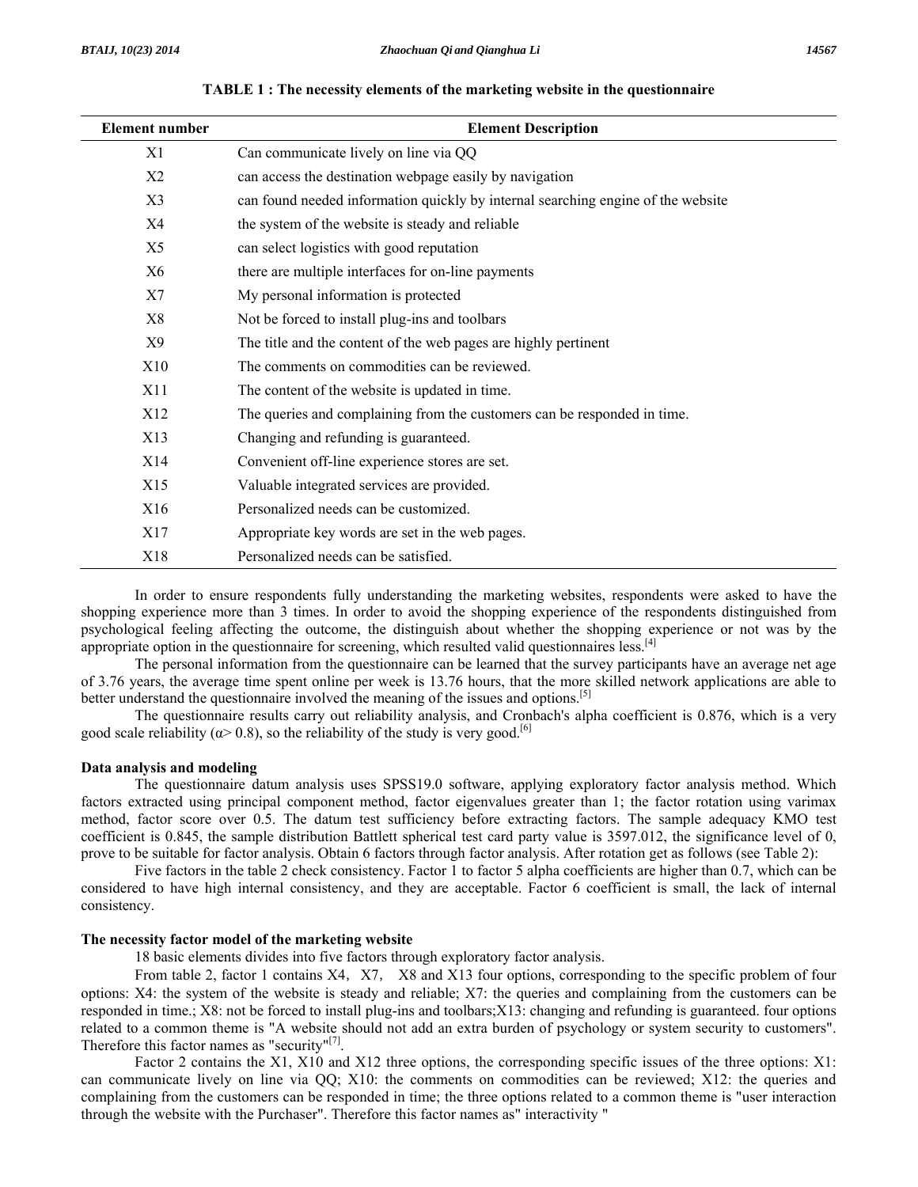**TABLE 1 : The necessity elements of the marketing website in the questionnaire**

| Element number | Element Description |
|---|---|
| X1 | Can communicate lively on line via QQ |
| X2 | can access the destination webpage easily by navigation |
| X3 | can found needed information quickly by internal searching engine of the website |
| X4 | the system of the website is steady and reliable |
| X5 | can select logistics with good reputation |
| X6 | there are multiple interfaces for on-line payments |
| X7 | My personal information is protected |
| X8 | Not be forced to install plug-ins and toolbars |
| X9 | The title and the content of the web pages are highly pertinent |
| X10 | The comments on commodities can be reviewed. |
| X11 | The content of the website is updated in time. |
| X12 | The queries and complaining from the customers can be responded in time. |
| X13 | Changing and refunding is guaranteed. |
| X14 | Convenient off-line experience stores are set. |
| X15 | Valuable integrated services are provided. |
| X16 | Personalized needs can be customized. |
| X17 | Appropriate key words are set in the web pages. |
| X18 | Personalized needs can be satisfied. |

In order to ensure respondents fully understanding the marketing websites, respondents were asked to have the shopping experience more than 3 times. In order to avoid the shopping experience of the respondents distinguished from psychological feeling affecting the outcome, the distinguish about whether the shopping experience or not was by the appropriate option in the questionnaire for screening, which resulted valid questionnaires less.[4]

The personal information from the questionnaire can be learned that the survey participants have an average net age of 3.76 years, the average time spent online per week is 13.76 hours, that the more skilled network applications are able to better understand the questionnaire involved the meaning of the issues and options.[5]

The questionnaire results carry out reliability analysis, and Cronbach's alpha coefficient is 0.876, which is a very good scale reliability ($\alpha > 0.8$), so the reliability of the study is very good.[6]

**Data analysis and modeling**

The questionnaire datum analysis uses SPSS19.0 software, applying exploratory factor analysis method. Which factors extracted using principal component method, factor eigenvalues greater than 1; the factor rotation using varimax method, factor score over 0.5. The datum test sufficiency before extracting factors. The sample adequacy KMO test coefficient is 0.845, the sample distribution Battlett spherical test card party value is 3597.012, the significance level of 0, prove to be suitable for factor analysis. Obtain 6 factors through factor analysis. After rotation get as follows (see Table 2):

Five factors in the table 2 check consistency. Factor 1 to factor 5 alpha coefficients are higher than 0.7, which can be considered to have high internal consistency, and they are acceptable. Factor 6 coefficient is small, the lack of internal consistency.

**The necessity factor model of the marketing website**

18 basic elements divides into five factors through exploratory factor analysis.

From table 2, factor 1 contains X4，X7， X8 and X13 four options, corresponding to the specific problem of four options: X4: the system of the website is steady and reliable; X7: the queries and complaining from the customers can be responded in time.; X8: not be forced to install plug-ins and toolbars;X13: changing and refunding is guaranteed. four options related to a common theme is "A website should not add an extra burden of psychology or system security to customers". Therefore this factor names as "security"[7].

Factor 2 contains the X1, X10 and X12 three options, the corresponding specific issues of the three options: X1: can communicate lively on line via QQ; X10: the comments on commodities can be reviewed; X12: the queries and complaining from the customers can be responded in time; the three options related to a common theme is "user interaction through the website with the Purchaser". Therefore this factor names as" interactivity "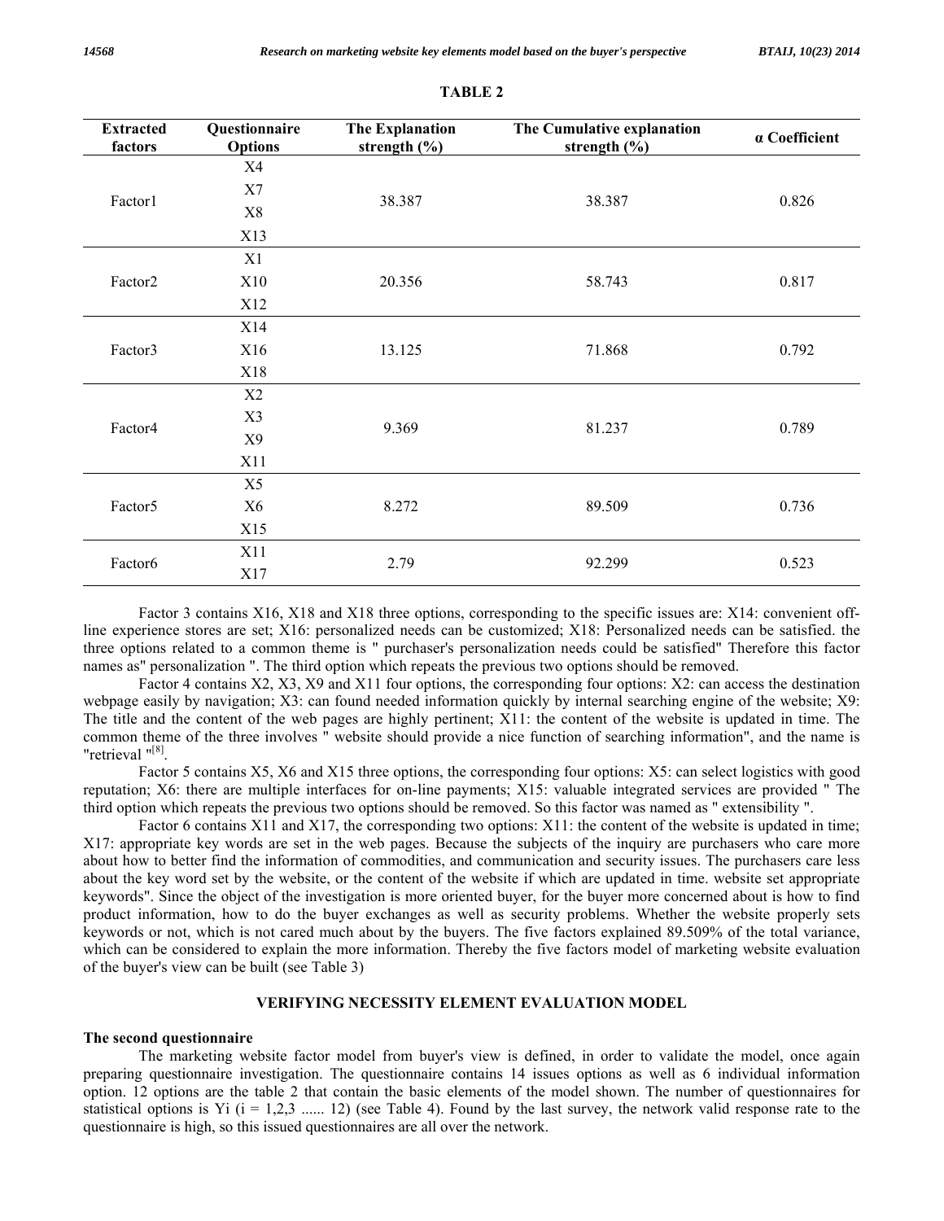**TABLE 2**

| Extracted factors | Questionnaire Options | The Explanation strength (%) | The Cumulative explanation strength (%) | α Coefficient |
|---|---|---|---|---|
| Factor1 | X4<br>X7<br>X8<br>X13 | 38.387 | 38.387 | 0.826 |
| Factor2 | X1<br>X10<br>X12 | 20.356 | 58.743 | 0.817 |
| Factor3 | X14<br>X16<br>X18 | 13.125 | 71.868 | 0.792 |
| Factor4 | X2<br>X3<br>X9<br>X11 | 9.369 | 81.237 | 0.789 |
| Factor5 | X5<br>X6<br>X15 | 8.272 | 89.509 | 0.736 |
| Factor6 | X11<br>X17 | 2.79 | 92.299 | 0.523 |

Factor 3 contains X16, X18 and X18 three options, corresponding to the specific issues are: X14: convenient off-line experience stores are set; X16: personalized needs can be customized; X18: Personalized needs can be satisfied. the three options related to a common theme is " purchaser's personalization needs could be satisfied" Therefore this factor names as" personalization ". The third option which repeats the previous two options should be removed.

Factor 4 contains X2, X3, X9 and X11 four options, the corresponding four options: X2: can access the destination webpage easily by navigation; X3: can found needed information quickly by internal searching engine of the website; X9: The title and the content of the web pages are highly pertinent; X11: the content of the website is updated in time. The common theme of the three involves " website should provide a nice function of searching information", and the name is "retrieval "[8].

Factor 5 contains X5, X6 and X15 three options, the corresponding four options: X5: can select logistics with good reputation; X6: there are multiple interfaces for on-line payments; X15: valuable integrated services are provided " The third option which repeats the previous two options should be removed. So this factor was named as " extensibility ".

Factor 6 contains X11 and X17, the corresponding two options: X11: the content of the website is updated in time; X17: appropriate key words are set in the web pages. Because the subjects of the inquiry are purchasers who care more about how to better find the information of commodities, and communication and security issues. The purchasers care less about the key word set by the website, or the content of the website if which are updated in time. website set appropriate keywords". Since the object of the investigation is more oriented buyer, for the buyer more concerned about is how to find product information, how to do the buyer exchanges as well as security problems. Whether the website properly sets keywords or not, which is not cared much about by the buyers. The five factors explained 89.509% of the total variance, which can be considered to explain the more information. Thereby the five factors model of marketing website evaluation of the buyer's view can be built (see Table 3)

## VERIFYING NECESSITY ELEMENT EVALUATION MODEL

### The second questionnaire

The marketing website factor model from buyer's view is defined, in order to validate the model, once again preparing questionnaire investigation. The questionnaire contains 14 issues options as well as 6 individual information option. 12 options are the table 2 that contain the basic elements of the model shown. The number of questionnaires for statistical options is Yi ($i = 1,2,3 \ldots\ldots 12$) (see Table 4). Found by the last survey, the network valid response rate to the questionnaire is high, so this issued questionnaires are all over the network.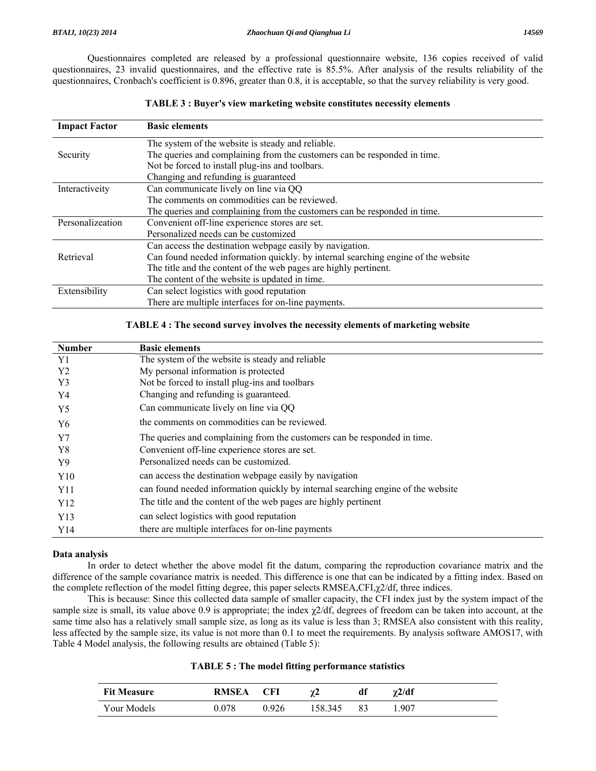Questionnaires completed are released by a professional questionnaire website, 136 copies received of valid questionnaires, 23 invalid questionnaires, and the effective rate is 85.5%. After analysis of the results reliability of the questionnaires, Cronbach's coefficient is 0.896, greater than 0.8, it is acceptable, so that the survey reliability is very good.

**TABLE 3 : Buyer's view marketing website constitutes necessity elements**

| Impact Factor | Basic elements |
|---|---|
| Security | The system of the website is steady and reliable.<br>The queries and complaining from the customers can be responded in time.<br>Not be forced to install plug-ins and toolbars.<br>Changing and refunding is guaranteed |
| Interactiveity | Can communicate lively on line via QQ<br>The comments on commodities can be reviewed.<br>The queries and complaining from the customers can be responded in time. |
| Personalizeation | Convenient off-line experience stores are set.<br>Personalized needs can be customized |
| Retrieval | Can access the destination webpage easily by navigation.<br>Can found needed information quickly. by internal searching engine of the website<br>The title and the content of the web pages are highly pertinent.<br>The content of the website is updated in time. |
| Extensibility | Can select logistics with good reputation<br>There are multiple interfaces for on-line payments. |

**TABLE 4 : The second survey involves the necessity elements of marketing website**

| Number | Basic elements |
|---|---|
| Y1 | The system of the website is steady and reliable |
| Y2 | My personal information is protected |
| Y3 | Not be forced to install plug-ins and toolbars |
| Y4 | Changing and refunding is guaranteed. |
| Y5 | Can communicate lively on line via QQ |
| Y6 | the comments on commodities can be reviewed. |
| Y7 | The queries and complaining from the customers can be responded in time. |
| Y8 | Convenient off-line experience stores are set. |
| Y9 | Personalized needs can be customized. |
| Y10 | can access the destination webpage easily by navigation |
| Y11 | can found needed information quickly by internal searching engine of the website |
| Y12 | The title and the content of the web pages are highly pertinent |
| Y13 | can select logistics with good reputation |
| Y14 | there are multiple interfaces for on-line payments |

**Data analysis**

In order to detect whether the above model fit the datum, comparing the reproduction covariance matrix and the difference of the sample covariance matrix is needed. This difference is one that can be indicated by a fitting index. Based on the complete reflection of the model fitting degree, this paper selects RMSEA,CFI,$\chi 2$/df, three indices.

This is because: Since this collected data sample of smaller capacity, the CFI index just by the system impact of the sample size is small, its value above 0.9 is appropriate; the index $\chi 2$/df, degrees of freedom can be taken into account, at the same time also has a relatively small sample size, as long as its value is less than 3; RMSEA also consistent with this reality, less affected by the sample size, its value is not more than 0.1 to meet the requirements. By analysis software AMOS17, with Table 4 Model analysis, the following results are obtained (Table 5):

**TABLE 5 : The model fitting performance statistics**

| Fit Measure | RMSEA | CFI | $\chi 2$ | df | $\chi 2$/df |
|---|---|---|---|---|---|
| Your Models | 0.078 | 0.926 | 158.345 | 83 | 1.907 |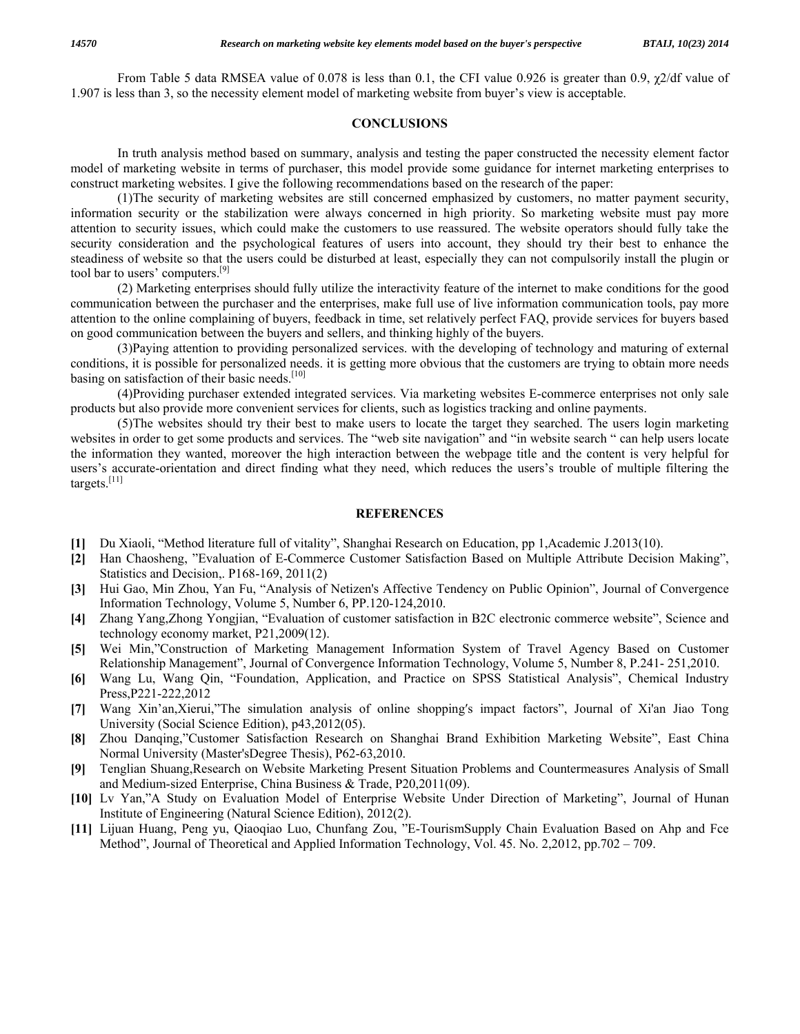From Table 5 data RMSEA value of 0.078 is less than 0.1, the CFI value 0.926 is greater than 0.9, $\chi2/df$ value of 1.907 is less than 3, so the necessity element model of marketing website from buyer's view is acceptable.

## CONCLUSIONS

In truth analysis method based on summary, analysis and testing the paper constructed the necessity element factor model of marketing website in terms of purchaser, this model provide some guidance for internet marketing enterprises to construct marketing websites. I give the following recommendations based on the research of the paper:

(1)The security of marketing websites are still concerned emphasized by customers, no matter payment security, information security or the stabilization were always concerned in high priority. So marketing website must pay more attention to security issues, which could make the customers to use reassured. The website operators should fully take the security consideration and the psychological features of users into account, they should try their best to enhance the steadiness of website so that the users could be disturbed at least, especially they can not compulsorily install the plugin or tool bar to users' computers.[9]

(2) Marketing enterprises should fully utilize the interactivity feature of the internet to make conditions for the good communication between the purchaser and the enterprises, make full use of live information communication tools, pay more attention to the online complaining of buyers, feedback in time, set relatively perfect FAQ, provide services for buyers based on good communication between the buyers and sellers, and thinking highly of the buyers.

(3)Paying attention to providing personalized services. with the developing of technology and maturing of external conditions, it is possible for personalized needs. it is getting more obvious that the customers are trying to obtain more needs basing on satisfaction of their basic needs.[10]

(4)Providing purchaser extended integrated services. Via marketing websites E-commerce enterprises not only sale products but also provide more convenient services for clients, such as logistics tracking and online payments.

(5)The websites should try their best to make users to locate the target they searched. The users login marketing websites in order to get some products and services. The "web site navigation" and "in website search " can help users locate the information they wanted, moreover the high interaction between the webpage title and the content is very helpful for users's accurate-orientation and direct finding what they need, which reduces the users's trouble of multiple filtering the targets.[11]

## REFERENCES

**[1]** Du Xiaoli, "Method literature full of vitality", Shanghai Research on Education, pp 1,Academic J.2013(10).

**[2]** Han Chaosheng, "Evaluation of E-Commerce Customer Satisfaction Based on Multiple Attribute Decision Making", Statistics and Decision,. P168-169, 2011(2)

**[3]** Hui Gao, Min Zhou, Yan Fu, "Analysis of Netizen's Affective Tendency on Public Opinion", Journal of Convergence Information Technology, Volume 5, Number 6, PP.120-124,2010.

**[4]** Zhang Yang,Zhong Yongjian, "Evaluation of customer satisfaction in B2C electronic commerce website", Science and technology economy market, P21,2009(12).

**[5]** Wei Min,"Construction of Marketing Management Information System of Travel Agency Based on Customer Relationship Management", Journal of Convergence Information Technology, Volume 5, Number 8, P.241- 251,2010.

**[6]** Wang Lu, Wang Qin, "Foundation, Application, and Practice on SPSS Statistical Analysis", Chemical Industry Press,P221-222,2012

**[7]** Wang Xin'an,Xierui,"The simulation analysis of online shopping′s impact factors", Journal of Xi'an Jiao Tong University (Social Science Edition), p43,2012(05).

**[8]** Zhou Danqing,"Customer Satisfaction Research on Shanghai Brand Exhibition Marketing Website", East China Normal University (Master'sDegree Thesis), P62-63,2010.

**[9]** Tenglian Shuang,Research on Website Marketing Present Situation Problems and Countermeasures Analysis of Small and Medium-sized Enterprise, China Business & Trade, P20,2011(09).

**[10]** Lv Yan,"A Study on Evaluation Model of Enterprise Website Under Direction of Marketing", Journal of Hunan Institute of Engineering (Natural Science Edition), 2012(2).

**[11]** Lijuan Huang, Peng yu, Qiaoqiao Luo, Chunfang Zou, "E-TourismSupply Chain Evaluation Based on Ahp and Fce Method", Journal of Theoretical and Applied Information Technology, Vol. 45. No. 2,2012, pp.702 – 709.